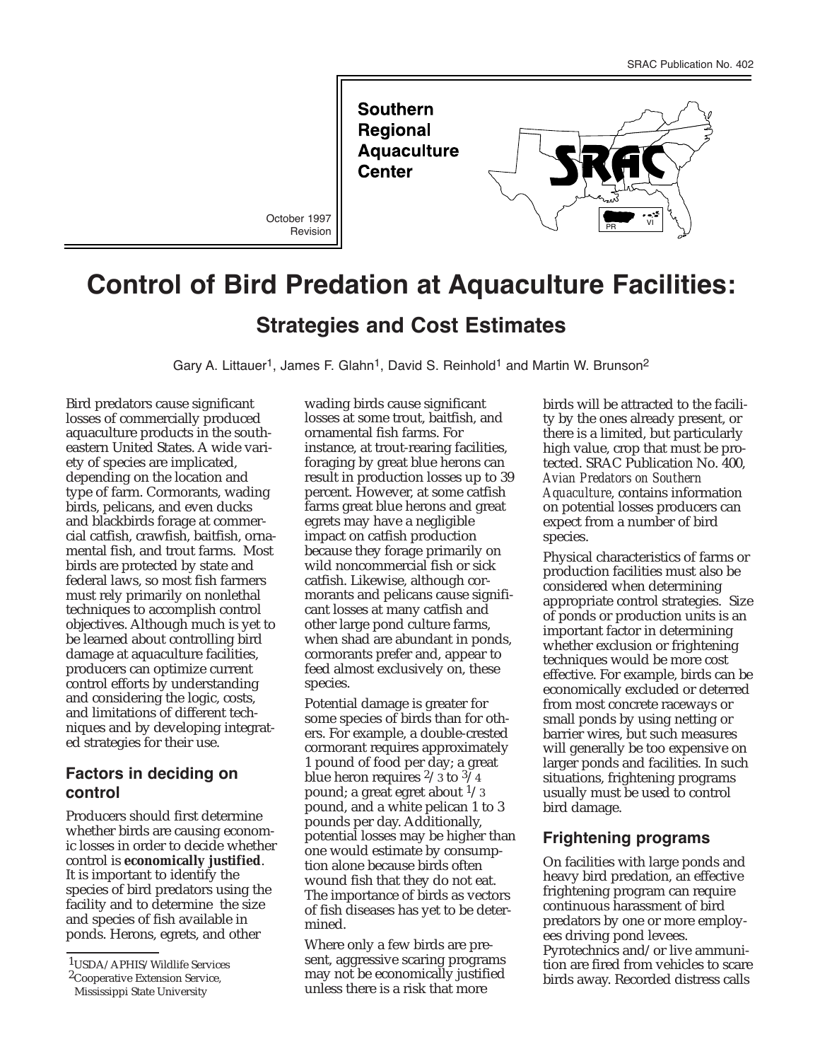SRAC Publication No. 402

Southern Regional Aquaculture Center

October 1997 Revision

# Control of Bird Predation at Aquaculture Facilities:

## Strategies and Cost Estimates

Gary A. Littauer[1], James F. Glahn[1], David S. Reinhold[1] and Martin W. Brunson[2]

Bird predators cause significant losses of commercially produced aquaculture products in the southeastern United States. A wide variety of species are implicated, depending on the location and type of farm. Cormorants, wading birds, pelicans, and even ducks and blackbirds forage at commercial catfish, crawfish, baitfish, ornamental fish, and trout farms. Most birds are protected by state and federal laws, so most fish farmers must rely primarily on nonlethal techniques to accomplish control objectives. Although much is yet to be learned about controlling bird damage at aquaculture facilities, producers can optimize current control efforts by understanding and considering the logic, costs, and limitations of different techniques and by developing integrated strategies for their use.

### Factors in deciding on control

Producers should first determine whether birds are causing economic losses in order to decide whether control is **economically justified**. It is important to identify the species of bird predators using the facility and to determine the size and species of fish available in ponds. Herons, egrets, and other wading birds cause significant losses at some trout, baitfish, and ornamental fish farms. For instance, at trout-rearing facilities, foraging by great blue herons can result in production losses up to 39 percent. However, at some catfish farms great blue herons and great egrets may have a negligible impact on catfish production because they forage primarily on wild noncommercial fish or sick catfish. Likewise, although cormorants and pelicans cause significant losses at many catfish and other large pond culture farms, when shad are abundant in ponds, cormorants prefer and, appear to feed almost exclusively on, these species.

Potential damage is greater for some species of birds than for others. For example, a double-crested cormorant requires approximately 1 pound of food per day; a great blue heron requires $^2/_3$ to $^3/_4$ pound; a great egret about $^1/_3$ pound, and a white pelican 1 to 3 pounds per day. Additionally, potential losses may be higher than one would estimate by consumption alone because birds often wound fish that they do not eat. The importance of birds as vectors of fish diseases has yet to be determined.

Where only a few birds are present, aggressive scaring programs may not be economically justified unless there is a risk that more birds will be attracted to the facility by the ones already present, or there is a limited, but particularly high value, crop that must be protected. SRAC Publication No. 400, *Avian Predators on Southern Aquaculture*, contains information on potential losses producers can expect from a number of bird species.

Physical characteristics of farms or production facilities must also be considered when determining appropriate control strategies. Size of ponds or production units is an important factor in determining whether exclusion or frightening techniques would be more cost effective. For example, birds can be economically excluded or deterred from most concrete raceways or small ponds by using netting or barrier wires, but such measures will generally be too expensive on larger ponds and facilities. In such situations, frightening programs usually must be used to control bird damage.

### Frightening programs

On facilities with large ponds and heavy bird predation, an effective frightening program can require continuous harassment of bird predators by one or more employees driving pond levees. Pyrotechnics and/or live ammunition are fired from vehicles to scare birds away. Recorded distress calls

[1]USDA/APHIS/Wildlife Services
[2]Cooperative Extension Service, Mississippi State University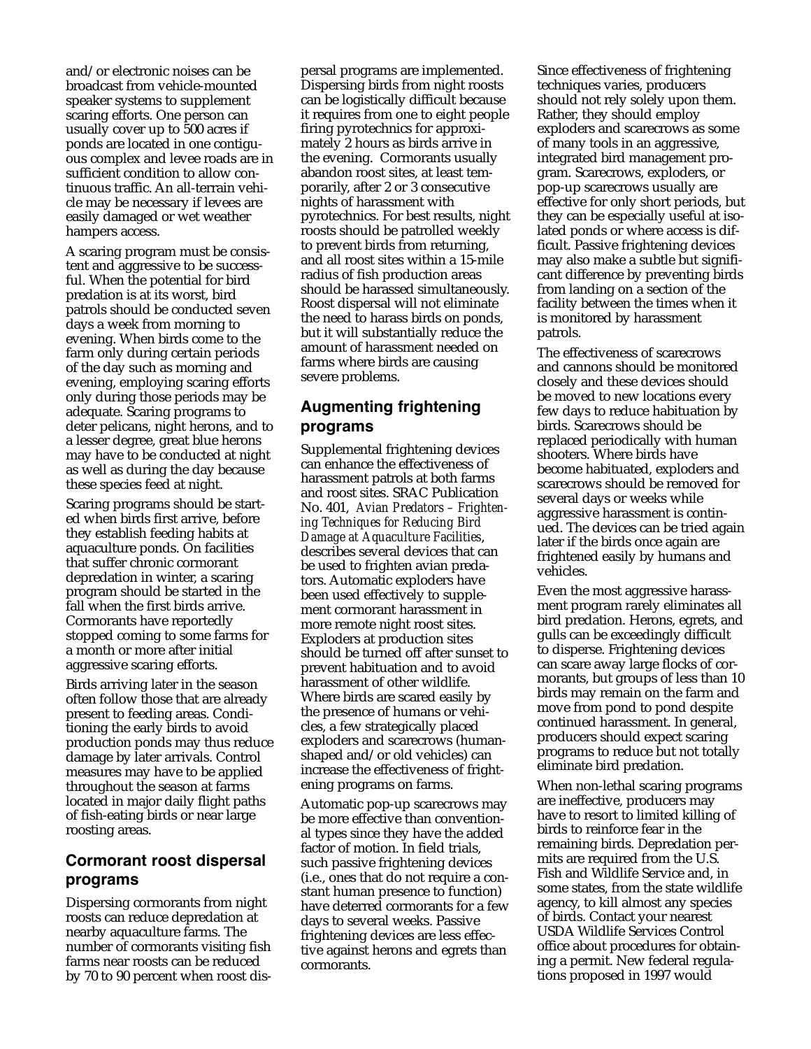and/or electronic noises can be broadcast from vehicle-mounted speaker systems to supplement scaring efforts. One person can usually cover up to 500 acres if ponds are located in one contiguous complex and levee roads are in sufficient condition to allow continuous traffic. An all-terrain vehicle may be necessary if levees are easily damaged or wet weather hampers access.

A scaring program must be consistent and aggressive to be successful. When the potential for bird predation is at its worst, bird patrols should be conducted seven days a week from morning to evening. When birds come to the farm only during certain periods of the day such as morning and evening, employing scaring efforts only during those periods may be adequate. Scaring programs to deter pelicans, night herons, and to a lesser degree, great blue herons may have to be conducted at night as well as during the day because these species feed at night.

Scaring programs should be started when birds first arrive, before they establish feeding habits at aquaculture ponds. On facilities that suffer chronic cormorant depredation in winter, a scaring program should be started in the fall when the first birds arrive. Cormorants have reportedly stopped coming to some farms for a month or more after initial aggressive scaring efforts.

Birds arriving later in the season often follow those that are already present to feeding areas. Conditioning the early birds to avoid production ponds may thus reduce damage by later arrivals. Control measures may have to be applied throughout the season at farms located in major daily flight paths of fish-eating birds or near large roosting areas.

## Cormorant roost dispersal programs

Dispersing cormorants from night roosts can reduce depredation at nearby aquaculture farms. The number of cormorants visiting fish farms near roosts can be reduced by 70 to 90 percent when roost dispersal programs are implemented. Dispersing birds from night roosts can be logistically difficult because it requires from one to eight people firing pyrotechnics for approximately 2 hours as birds arrive in the evening. Cormorants usually abandon roost sites, at least temporarily, after 2 or 3 consecutive nights of harassment with pyrotechnics. For best results, night roosts should be patrolled weekly to prevent birds from returning, and all roost sites within a 15-mile radius of fish production areas should be harassed simultaneously. Roost dispersal will not eliminate the need to harass birds on ponds, but it will substantially reduce the amount of harassment needed on farms where birds are causing severe problems.

## Augmenting frightening programs

Supplemental frightening devices can enhance the effectiveness of harassment patrols at both farms and roost sites. SRAC Publication No. 401, *Avian Predators – Frightening Techniques for Reducing Bird Damage at Aquaculture Facilities*, describes several devices that can be used to frighten avian predators. Automatic exploders have been used effectively to supplement cormorant harassment in more remote night roost sites. Exploders at production sites should be turned off after sunset to prevent habituation and to avoid harassment of other wildlife. Where birds are scared easily by the presence of humans or vehicles, a few strategically placed exploders and scarecrows (human-shaped and/or old vehicles) can increase the effectiveness of frightening programs on farms.

Automatic pop-up scarecrows may be more effective than conventional types since they have the added factor of motion. In field trials, such passive frightening devices (i.e., ones that do not require a constant human presence to function) have deterred cormorants for a few days to several weeks. Passive frightening devices are less effective against herons and egrets than cormorants.

Since effectiveness of frightening techniques varies, producers should not rely solely upon them. Rather, they should employ exploders and scarecrows as some of many tools in an aggressive, integrated bird management program. Scarecrows, exploders, or pop-up scarecrows usually are effective for only short periods, but they can be especially useful at isolated ponds or where access is difficult. Passive frightening devices may also make a subtle but significant difference by preventing birds from landing on a section of the facility between the times when it is monitored by harassment patrols.

The effectiveness of scarecrows and cannons should be monitored closely and these devices should be moved to new locations every few days to reduce habituation by birds. Scarecrows should be replaced periodically with human shooters. Where birds have become habituated, exploders and scarecrows should be removed for several days or weeks while aggressive harassment is continued. The devices can be tried again later if the birds once again are frightened easily by humans and vehicles.

Even the most aggressive harassment program rarely eliminates all bird predation. Herons, egrets, and gulls can be exceedingly difficult to disperse. Frightening devices can scare away large flocks of cormorants, but groups of less than 10 birds may remain on the farm and move from pond to pond despite continued harassment. In general, producers should expect scaring programs to reduce but not totally eliminate bird predation.

When non-lethal scaring programs are ineffective, producers may have to resort to limited killing of birds to reinforce fear in the remaining birds. Depredation permits are required from the U.S. Fish and Wildlife Service and, in some states, from the state wildlife agency, to kill almost any species of birds. Contact your nearest USDA Wildlife Services Control office about procedures for obtaining a permit. New federal regulations proposed in 1997 would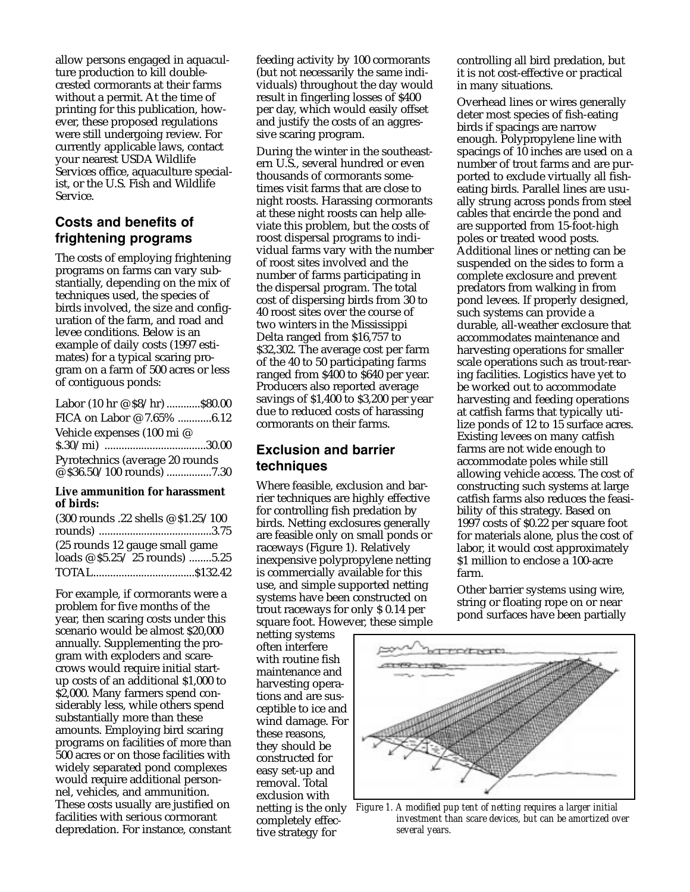allow persons engaged in aquaculture production to kill double-crested cormorants at their farms without a permit. At the time of printing for this publication, however, these proposed regulations were still undergoing review. For currently applicable laws, contact your nearest USDA Wildlife Services office, aquaculture specialist, or the U.S. Fish and Wildlife Service.

## Costs and benefits of frightening programs

The costs of employing frightening programs on farms can vary substantially, depending on the mix of techniques used, the species of birds involved, the size and configuration of the farm, and road and levee conditions. Below is an example of daily costs (1997 estimates) for a typical scaring program on a farm of 500 acres or less of contiguous ponds:

| Item | Cost |
|---|---|
| Labor (10 hr @ $8/hr) | $80.00 |
| FICA on Labor @ 7.65% | 6.12 |
| Vehicle expenses (100 mi @ $.30/mi) | 30.00 |
| Pyrotechnics (average 20 rounds @ $36.50/100 rounds) | 7.30 |
| **Live ammunition for harassment of birds:** | |
| (300 rounds .22 shells @ $1.25/100 rounds) | 3.75 |
| (25 rounds 12 gauge small game loads @ $5.25/ 25 rounds) | 5.25 |
| TOTAL | $132.42 |

For example, if cormorants were a problem for five months of the year, then scaring costs under this scenario would be almost $20,000 annually. Supplementing the program with exploders and scarecrows would require initial start-up costs of an additional $1,000 to $2,000. Many farmers spend considerably less, while others spend substantially more than these amounts. Employing bird scaring programs on facilities of more than 500 acres or on those facilities with widely separated pond complexes would require additional personnel, vehicles, and ammunition. These costs usually are justified on facilities with serious cormorant depredation. For instance, constant feeding activity by 100 cormorants (but not necessarily the same individuals) throughout the day would result in fingerling losses of $400 per day, which would easily offset and justify the costs of an aggressive scaring program.

During the winter in the southeastern U.S., several hundred or even thousands of cormorants sometimes visit farms that are close to night roosts. Harassing cormorants at these night roosts can help alleviate this problem, but the costs of roost dispersal programs to individual farms vary with the number of roost sites involved and the number of farms participating in the dispersal program. The total cost of dispersing birds from 30 to 40 roost sites over the course of two winters in the Mississippi Delta ranged from $16,757 to $32,302. The average cost per farm of the 40 to 50 participating farms ranged from $400 to $640 per year. Producers also reported average savings of $1,400 to $3,200 per year due to reduced costs of harassing cormorants on their farms.

## Exclusion and barrier techniques

Where feasible, exclusion and barrier techniques are highly effective for controlling fish predation by birds. Netting exclosures generally are feasible only on small ponds or raceways (Figure 1). Relatively inexpensive polypropylene netting is commercially available for this use, and simple supported netting systems have been constructed on trout raceways for only $ 0.14 per square foot. However, these simple netting systems often interfere with routine fish maintenance and harvesting operations and are susceptible to ice and wind damage. For these reasons, they should be constructed for easy set-up and removal. Total exclusion with netting is the only completely effective strategy for controlling all bird predation, but it is not cost-effective or practical in many situations.

*Figure 1. A modified pup tent of netting requires a larger initial investment than scare devices, but can be amortized over several years.*

Overhead lines or wires generally deter most species of fish-eating birds if spacings are narrow enough. Polypropylene line with spacings of 10 inches are used on a number of trout farms and are purported to exclude virtually all fish-eating birds. Parallel lines are usually strung across ponds from steel cables that encircle the pond and are supported from 15-foot-high poles or treated wood posts. Additional lines or netting can be suspended on the sides to form a complete exclosure and prevent predators from walking in from pond levees. If properly designed, such systems can provide a durable, all-weather exclosure that accommodates maintenance and harvesting operations for smaller scale operations such as trout-rearing facilities. Logistics have yet to be worked out to accommodate harvesting and feeding operations at catfish farms that typically utilize ponds of 12 to 15 surface acres. Existing levees on many catfish farms are not wide enough to accommodate poles while still allowing vehicle access. The cost of constructing such systems at large catfish farms also reduces the feasibility of this strategy. Based on 1997 costs of $0.22 per square foot for materials alone, plus the cost of labor, it would cost approximately $1 million to enclose a 100-acre farm.

Other barrier systems using wire, string or floating rope on or near pond surfaces have been partially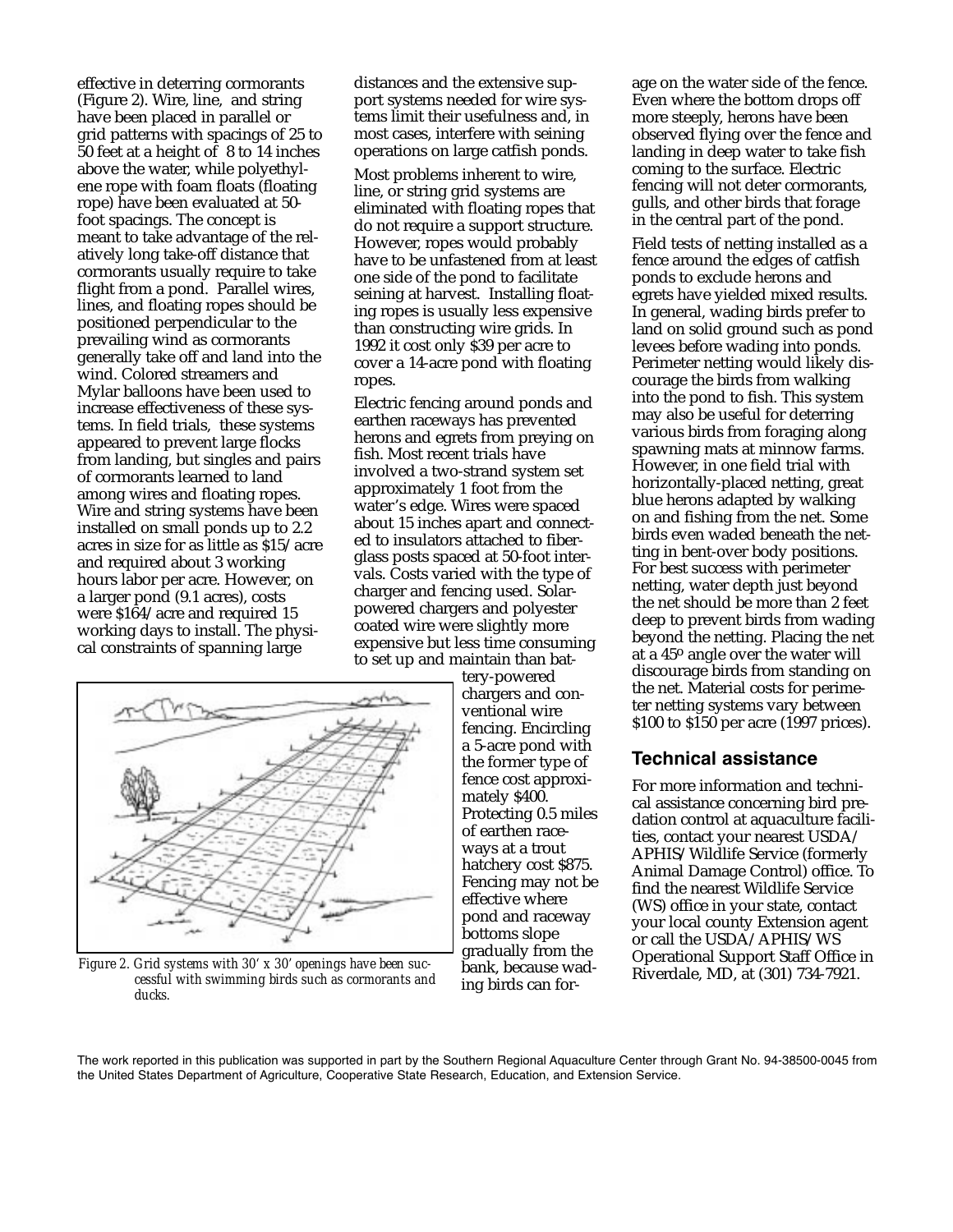effective in deterring cormorants (Figure 2). Wire, line, and string have been placed in parallel or grid patterns with spacings of 25 to 50 feet at a height of 8 to 14 inches above the water, while polyethylene rope with foam floats (floating rope) have been evaluated at 50-foot spacings. The concept is meant to take advantage of the relatively long take-off distance that cormorants usually require to take flight from a pond. Parallel wires, lines, and floating ropes should be positioned perpendicular to the prevailing wind as cormorants generally take off and land into the wind. Colored streamers and Mylar balloons have been used to increase effectiveness of these systems. In field trials, these systems appeared to prevent large flocks from landing, but singles and pairs of cormorants learned to land among wires and floating ropes. Wire and string systems have been installed on small ponds up to 2.2 acres in size for as little as $15/acre and required about 3 working hours labor per acre. However, on a larger pond (9.1 acres), costs were $164/acre and required 15 working days to install. The physical constraints of spanning large distances and the extensive support systems needed for wire systems limit their usefulness and, in most cases, interfere with seining operations on large catfish ponds.

Most problems inherent to wire, line, or string grid systems are eliminated with floating ropes that do not require a support structure. However, ropes would probably have to be unfastened from at least one side of the pond to facilitate seining at harvest. Installing floating ropes is usually less expensive than constructing wire grids. In 1992 it cost only $39 per acre to cover a 14-acre pond with floating ropes.

Electric fencing around ponds and earthen raceways has prevented herons and egrets from preying on fish. Most recent trials have involved a two-strand system set approximately 1 foot from the water's edge. Wires were spaced about 15 inches apart and connected to insulators attached to fiberglass posts spaced at 50-foot intervals. Costs varied with the type of charger and fencing used. Solar-powered chargers and polyester coated wire were slightly more expensive but less time consuming to set up and maintain than battery-powered chargers and conventional wire fencing. Encircling a 5-acre pond with the former type of fence cost approximately $400. Protecting 0.5 miles of earthen raceways at a trout hatchery cost $875. Fencing may not be effective where pond and raceway bottoms slope gradually from the bank, because wading birds can forage on the water side of the fence. Even where the bottom drops off more steeply, herons have been observed flying over the fence and landing in deep water to take fish coming to the surface. Electric fencing will not deter cormorants, gulls, and other birds that forage in the central part of the pond.

*Figure 2. Grid systems with 30' x 30' openings have been successful with swimming birds such as cormorants and ducks.*

Field tests of netting installed as a fence around the edges of catfish ponds to exclude herons and egrets have yielded mixed results. In general, wading birds prefer to land on solid ground such as pond levees before wading into ponds. Perimeter netting would likely discourage the birds from walking into the pond to fish. This system may also be useful for deterring various birds from foraging along spawning mats at minnow farms. However, in one field trial with horizontally-placed netting, great blue herons adapted by walking on and fishing from the net. Some birds even waded beneath the netting in bent-over body positions. For best success with perimeter netting, water depth just beyond the net should be more than 2 feet deep to prevent birds from wading beyond the netting. Placing the net at a 45º angle over the water will discourage birds from standing on the net. Material costs for perimeter netting systems vary between $100 to $150 per acre (1997 prices).

## Technical assistance

For more information and technical assistance concerning bird predation control at aquaculture facilities, contact your nearest USDA/APHIS/Wildlife Service (formerly Animal Damage Control) office. To find the nearest Wildlife Service (WS) office in your state, contact your local county Extension agent or call the USDA/APHIS/WS Operational Support Staff Office in Riverdale, MD, at (301) 734-7921.

The work reported in this publication was supported in part by the Southern Regional Aquaculture Center through Grant No. 94-38500-0045 from the United States Department of Agriculture, Cooperative State Research, Education, and Extension Service.